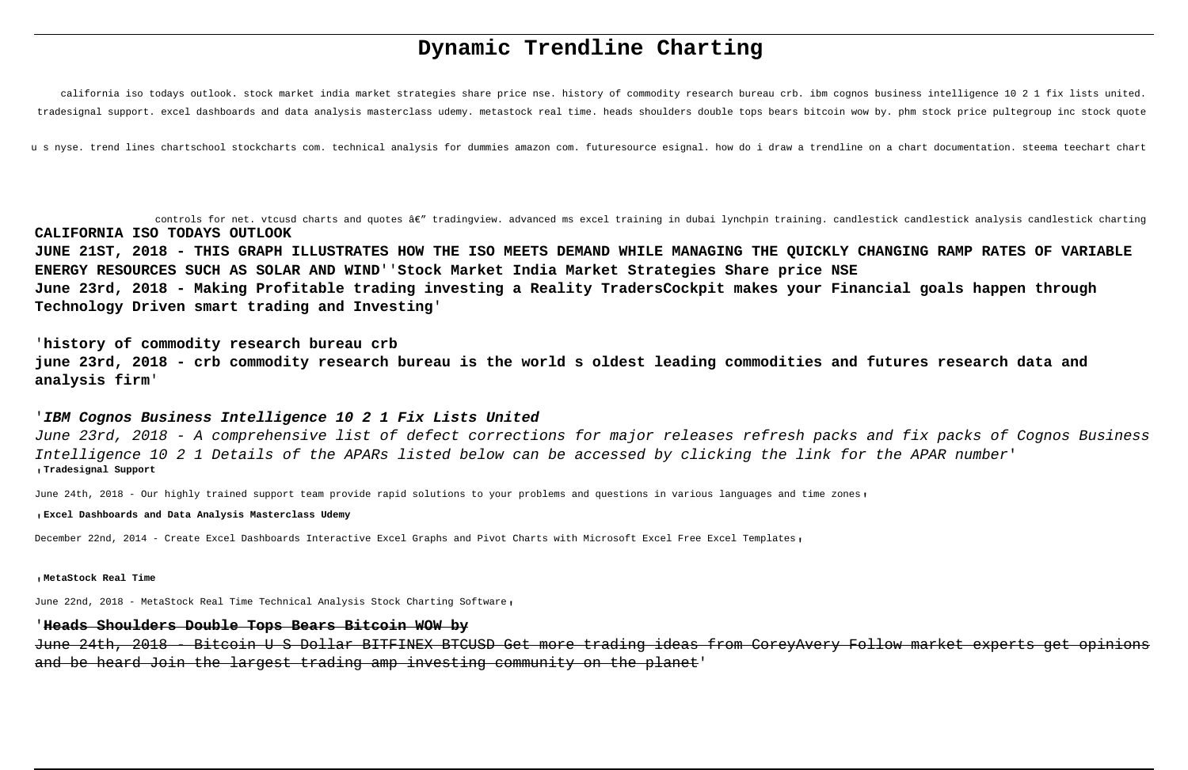# Dynamic Trendline Charting

california iso todays outlook. stock market india market strategies share price nse. history of commodity research bureau crb. ibm cognos business intelligence 10 2 1 fix lists united. tradesignal support. excel dashboards and data analysis masterclass udemy. metastock real time. heads shoulders double tops bears bitcoin wow by. phm stock price pultegroup inc stock quote u s nyse. trend lines chartschool stockcharts com. technical analysis for dummies amazon com. futuresource esignal. how do i draw a trendline on a chart documentation. steema teechart chart controls for net. vtcusd charts and quotes â€" tradingview. advanced ms excel training in dubai lynchpin training. candlestick candlestick analysis candlestick charting

**CALIFORNIA ISO TODAYS OUTLOOK**

**JUNE 21ST, 2018 - THIS GRAPH ILLUSTRATES HOW THE ISO MEETS DEMAND WHILE MANAGING THE QUICKLY CHANGING RAMP RATES OF VARIABLE ENERGY RESOURCES SUCH AS SOLAR AND WIND''Stock Market India Market Strategies Share price NSE**

**June 23rd, 2018 - Making Profitable trading investing a Reality TradersCockpit makes your Financial goals happen through Technology Driven smart trading and Investing'**

**'history of commodity research bureau crb**

**june 23rd, 2018 - crb commodity research bureau is the world s oldest leading commodities and futures research data and analysis firm'**

**'*IBM Cognos Business Intelligence 10 2 1 Fix Lists United***

*June 23rd, 2018 - A comprehensive list of defect corrections for major releases refresh packs and fix packs of Cognos Business Intelligence 10 2 1 Details of the APARs listed below can be accessed by clicking the link for the APAR number'*

**'Tradesignal Support**

June 24th, 2018 - Our highly trained support team provide rapid solutions to your problems and questions in various languages and time zones'

**'Excel Dashboards and Data Analysis Masterclass Udemy**

December 22nd, 2014 - Create Excel Dashboards Interactive Excel Graphs and Pivot Charts with Microsoft Excel Free Excel Templates'

**'MetaStock Real Time**

June 22nd, 2018 - MetaStock Real Time Technical Analysis Stock Charting Software'

**'Heads Shoulders Double Tops Bears Bitcoin WOW by**

June 24th, 2018 - Bitcoin U S Dollar BITFINEX BTCUSD Get more trading ideas from CoreyAvery Follow market experts get opinions and be heard Join the largest trading amp investing community on the planet'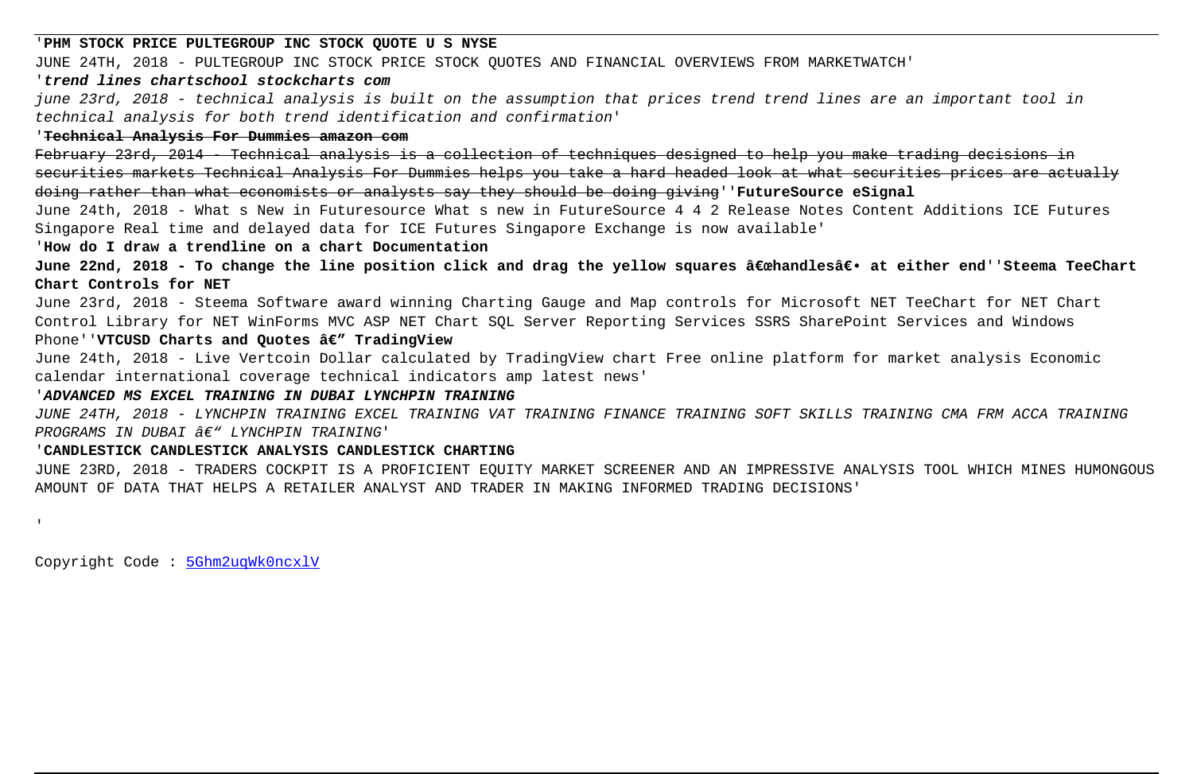'**PHM STOCK PRICE PULTEGROUP INC STOCK QUOTE U S NYSE**

JUNE 24TH, 2018 - PULTEGROUP INC STOCK PRICE STOCK QUOTES AND FINANCIAL OVERVIEWS FROM MARKETWATCH'

'***trend lines chartschool stockcharts com***

*june 23rd, 2018 - technical analysis is built on the assumption that prices trend trend lines are an important tool in technical analysis for both trend identification and confirmation*'

'~~**Technical Analysis For Dummies amazon com**~~

~~February 23rd, 2014 - Technical analysis is a collection of techniques designed to help you make trading decisions in securities markets Technical Analysis For Dummies helps you take a hard headed look at what securities prices are actually doing rather than what economists or analysts say they should be doing giving~~''**FutureSource eSignal**

June 24th, 2018 - What s New in Futuresource What s new in FutureSource 4 4 2 Release Notes Content Additions ICE Futures Singapore Real time and delayed data for ICE Futures Singapore Exchange is now available'

'**How do I draw a trendline on a chart Documentation**

**June 22nd, 2018 - To change the line position click and drag the yellow squares â€œhandlesâ€• at either end**''**Steema TeeChart Chart Controls for NET**

June 23rd, 2018 - Steema Software award winning Charting Gauge and Map controls for Microsoft NET TeeChart for NET Chart Control Library for NET WinForms MVC ASP NET Chart SQL Server Reporting Services SSRS SharePoint Services and Windows Phone''**VTCUSD Charts and Quotes â€" TradingView**

June 24th, 2018 - Live Vertcoin Dollar calculated by TradingView chart Free online platform for market analysis Economic calendar international coverage technical indicators amp latest news'

'***ADVANCED MS EXCEL TRAINING IN DUBAI LYNCHPIN TRAINING***

*JUNE 24TH, 2018 - LYNCHPIN TRAINING EXCEL TRAINING VAT TRAINING FINANCE TRAINING SOFT SKILLS TRAINING CMA FRM ACCA TRAINING PROGRAMS IN DUBAI â€" LYNCHPIN TRAINING*'

'**CANDLESTICK CANDLESTICK ANALYSIS CANDLESTICK CHARTING**

JUNE 23RD, 2018 - TRADERS COCKPIT IS A PROFICIENT EQUITY MARKET SCREENER AND AN IMPRESSIVE ANALYSIS TOOL WHICH MINES HUMONGOUS AMOUNT OF DATA THAT HELPS A RETAILER ANALYST AND TRADER IN MAKING INFORMED TRADING DECISIONS'

'

Copyright Code : 5Ghm2uqWk0ncxlV